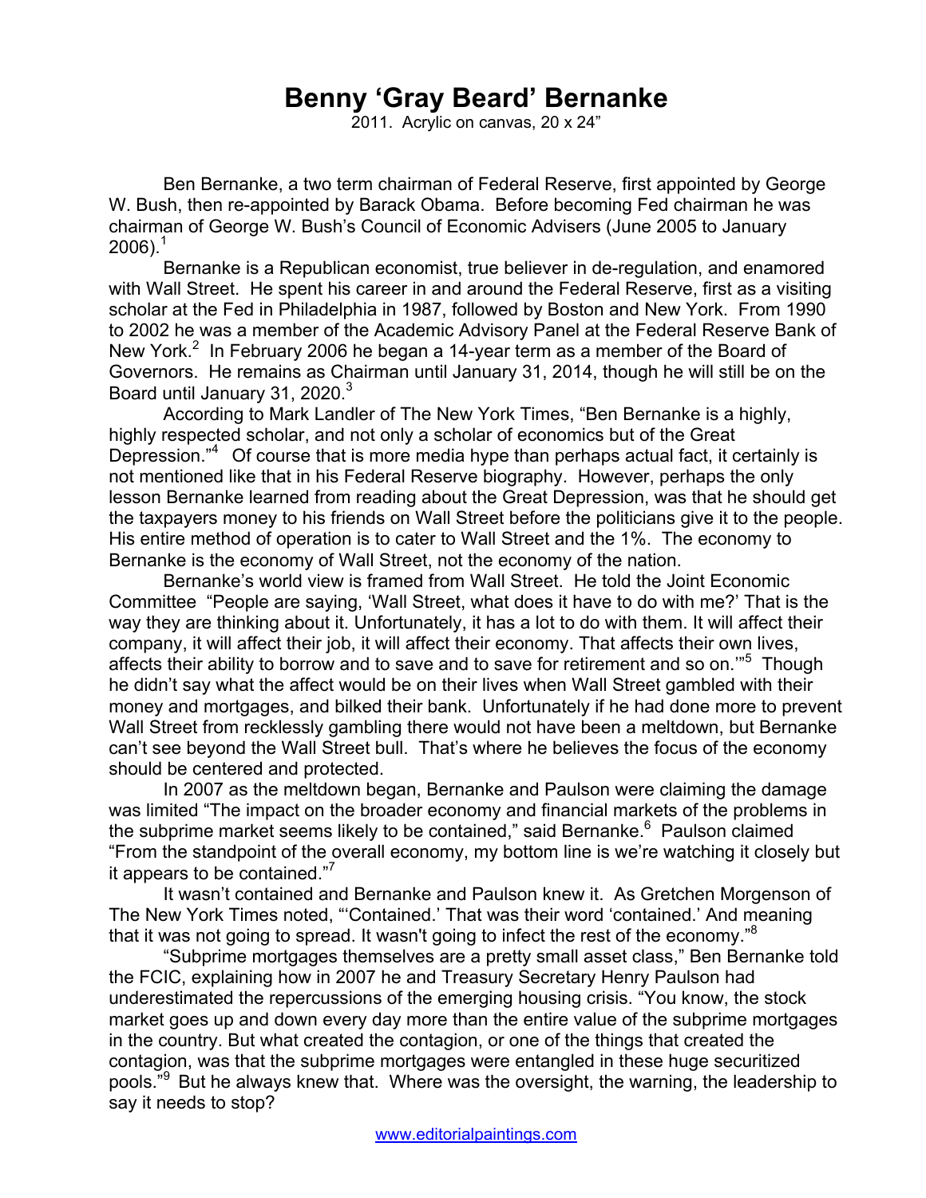# Benny 'Gray Beard' Bernanke

2011. Acrylic on canvas, 20 x 24"

Ben Bernanke, a two term chairman of Federal Reserve, first appointed by George W. Bush, then re-appointed by Barack Obama. Before becoming Fed chairman he was chairman of George W. Bush's Council of Economic Advisers (June 2005 to January 2006).[1]

Bernanke is a Republican economist, true believer in de-regulation, and enamored with Wall Street. He spent his career in and around the Federal Reserve, first as a visiting scholar at the Fed in Philadelphia in 1987, followed by Boston and New York. From 1990 to 2002 he was a member of the Academic Advisory Panel at the Federal Reserve Bank of New York.[2] In February 2006 he began a 14-year term as a member of the Board of Governors. He remains as Chairman until January 31, 2014, though he will still be on the Board until January 31, 2020.[3]

According to Mark Landler of The New York Times, "Ben Bernanke is a highly, highly respected scholar, and not only a scholar of economics but of the Great Depression."[4] Of course that is more media hype than perhaps actual fact, it certainly is not mentioned like that in his Federal Reserve biography. However, perhaps the only lesson Bernanke learned from reading about the Great Depression, was that he should get the taxpayers money to his friends on Wall Street before the politicians give it to the people. His entire method of operation is to cater to Wall Street and the 1%. The economy to Bernanke is the economy of Wall Street, not the economy of the nation.

Bernanke's world view is framed from Wall Street. He told the Joint Economic Committee "People are saying, 'Wall Street, what does it have to do with me?' That is the way they are thinking about it. Unfortunately, it has a lot to do with them. It will affect their company, it will affect their job, it will affect their economy. That affects their own lives, affects their ability to borrow and to save and to save for retirement and so on.'"[5] Though he didn't say what the affect would be on their lives when Wall Street gambled with their money and mortgages, and bilked their bank. Unfortunately if he had done more to prevent Wall Street from recklessly gambling there would not have been a meltdown, but Bernanke can't see beyond the Wall Street bull. That's where he believes the focus of the economy should be centered and protected.

In 2007 as the meltdown began, Bernanke and Paulson were claiming the damage was limited "The impact on the broader economy and financial markets of the problems in the subprime market seems likely to be contained," said Bernanke.[6] Paulson claimed "From the standpoint of the overall economy, my bottom line is we're watching it closely but it appears to be contained."[7]

It wasn't contained and Bernanke and Paulson knew it. As Gretchen Morgenson of The New York Times noted, "'Contained.' That was their word 'contained.' And meaning that it was not going to spread. It wasn't going to infect the rest of the economy."[8]

"Subprime mortgages themselves are a pretty small asset class," Ben Bernanke told the FCIC, explaining how in 2007 he and Treasury Secretary Henry Paulson had underestimated the repercussions of the emerging housing crisis. "You know, the stock market goes up and down every day more than the entire value of the subprime mortgages in the country. But what created the contagion, or one of the things that created the contagion, was that the subprime mortgages were entangled in these huge securitized pools."[9] But he always knew that. Where was the oversight, the warning, the leadership to say it needs to stop?

www.editorialpaintings.com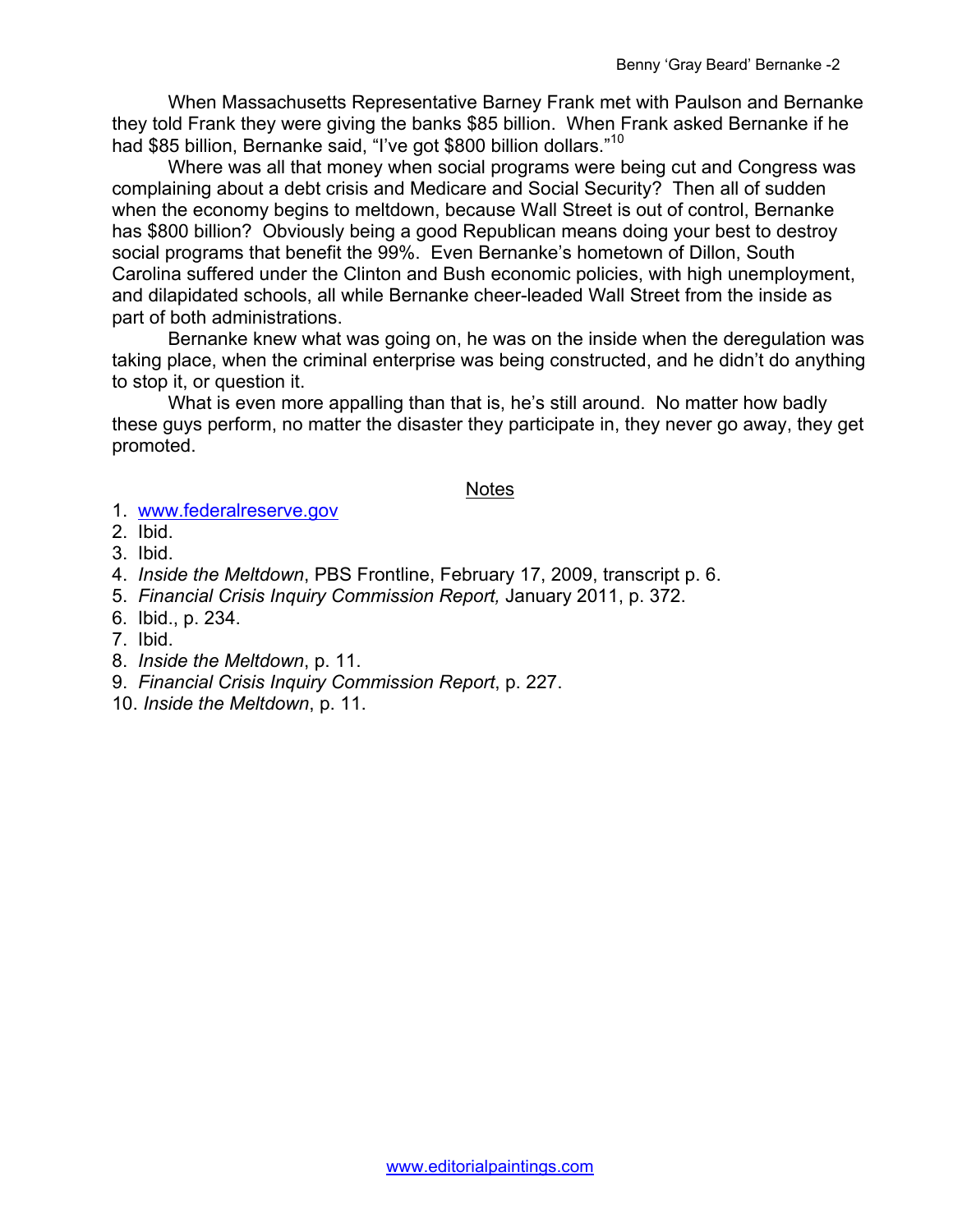When Massachusetts Representative Barney Frank met with Paulson and Bernanke they told Frank they were giving the banks $85 billion. When Frank asked Bernanke if he had $85 billion, Bernanke said, "I've got $800 billion dollars."[10]

Where was all that money when social programs were being cut and Congress was complaining about a debt crisis and Medicare and Social Security? Then all of sudden when the economy begins to meltdown, because Wall Street is out of control, Bernanke has $800 billion? Obviously being a good Republican means doing your best to destroy social programs that benefit the 99%. Even Bernanke's hometown of Dillon, South Carolina suffered under the Clinton and Bush economic policies, with high unemployment, and dilapidated schools, all while Bernanke cheer-leaded Wall Street from the inside as part of both administrations.

Bernanke knew what was going on, he was on the inside when the deregulation was taking place, when the criminal enterprise was being constructed, and he didn't do anything to stop it, or question it.

What is even more appalling than that is, he's still around. No matter how badly these guys perform, no matter the disaster they participate in, they never go away, they get promoted.

## Notes

1. www.federalreserve.gov
2. Ibid.
3. Ibid.
4. *Inside the Meltdown*, PBS Frontline, February 17, 2009, transcript p. 6.
5. *Financial Crisis Inquiry Commission Report,* January 2011, p. 372.
6. Ibid., p. 234.
7. Ibid.
8. *Inside the Meltdown*, p. 11.
9. *Financial Crisis Inquiry Commission Report*, p. 227.
10. *Inside the Meltdown*, p. 11.

www.editorialpaintings.com